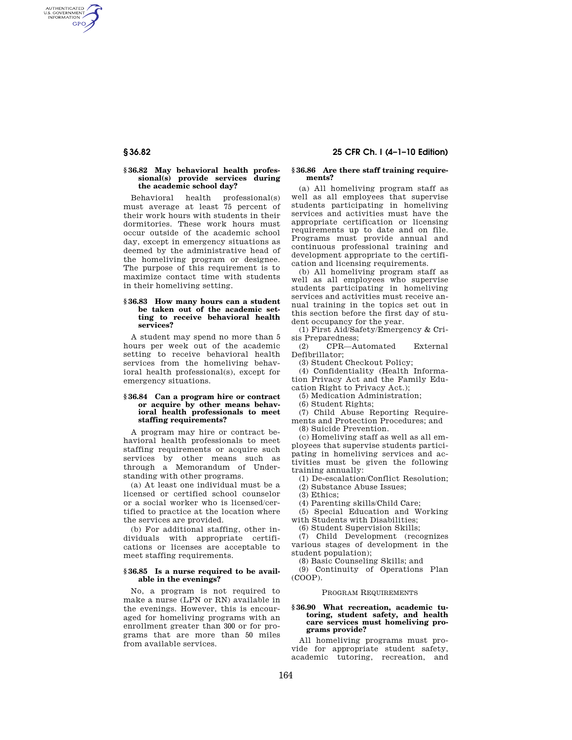#### § 36.82 May behavioral health professional(s) provide services during the academic school day?

Behavioral health professional(s) must average at least 75 percent of their work hours with students in their dormitories. These work hours must occur outside of the academic school day, except in emergency situations as deemed by the administrative head of the homeliving program or designee. The purpose of this requirement is to maximize contact time with students in their homeliving setting.

#### § 36.83 How many hours can a student be taken out of the academic setting to receive behavioral health services?

A student may spend no more than 5 hours per week out of the academic setting to receive behavioral health services from the homeliving behavioral health professional(s), except for emergency situations.

#### § 36.84 Can a program hire or contract or acquire by other means behavioral health professionals to meet staffing requirements?

A program may hire or contract behavioral health professionals to meet staffing requirements or acquire such services by other means such as through a Memorandum of Understanding with other programs.

(a) At least one individual must be a licensed or certified school counselor or a social worker who is licensed/certified to practice at the location where the services are provided.

(b) For additional staffing, other individuals with appropriate certifications or licenses are acceptable to meet staffing requirements.

#### § 36.85 Is a nurse required to be available in the evenings?

No, a program is not required to make a nurse (LPN or RN) available in the evenings. However, this is encouraged for homeliving programs with an enrollment greater than 300 or for programs that are more than 50 miles from available services.

#### § 36.86 Are there staff training requirements?

(a) All homeliving program staff as well as all employees that supervise students participating in homeliving services and activities must have the appropriate certification or licensing requirements up to date and on file. Programs must provide annual and continuous professional training and development appropriate to the certification and licensing requirements.

(b) All homeliving program staff as well as all employees who supervise students participating in homeliving services and activities must receive annual training in the topics set out in this section before the first day of student occupancy for the year.

(1) First Aid/Safety/Emergency & Crisis Preparedness;

(2) CPR—Automated External Defibrillator;

(3) Student Checkout Policy;

(4) Confidentiality (Health Information Privacy Act and the Family Education Right to Privacy Act.);

(5) Medication Administration;

(6) Student Rights;

(7) Child Abuse Reporting Requirements and Protection Procedures; and

(8) Suicide Prevention.

(c) Homeliving staff as well as all employees that supervise students participating in homeliving services and activities must be given the following training annually:

(1) De-escalation/Conflict Resolution;

(2) Substance Abuse Issues;

(3) Ethics;

(4) Parenting skills/Child Care;

(5) Special Education and Working with Students with Disabilities;

(6) Student Supervision Skills;

(7) Child Development (recognizes various stages of development in the student population);

(8) Basic Counseling Skills; and

(9) Continuity of Operations Plan (COOP).

### PROGRAM REQUIREMENTS

#### § 36.90 What recreation, academic tutoring, student safety, and health care services must homeliving programs provide?

All homeliving programs must provide for appropriate student safety, academic tutoring, recreation, and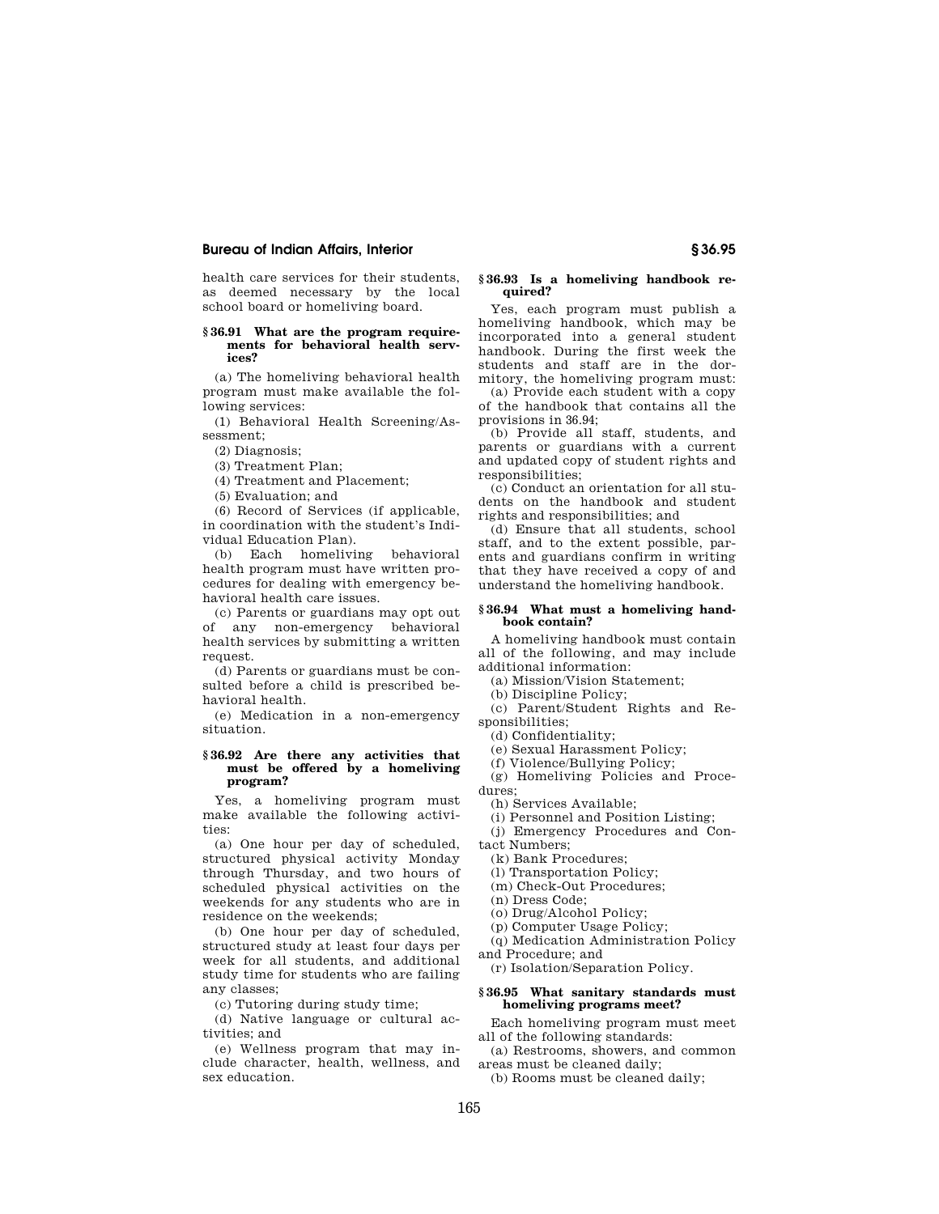health care services for their students, as deemed necessary by the local school board or homeliving board.

### § 36.91 What are the program requirements for behavioral health services?

(a) The homeliving behavioral health program must make available the following services:

(1) Behavioral Health Screening/Assessment;

(2) Diagnosis;

(3) Treatment Plan;

(4) Treatment and Placement;

(5) Evaluation; and

(6) Record of Services (if applicable, in coordination with the student's Individual Education Plan).

(b) Each homeliving behavioral health program must have written procedures for dealing with emergency behavioral health care issues.

(c) Parents or guardians may opt out of any non-emergency behavioral health services by submitting a written request.

(d) Parents or guardians must be consulted before a child is prescribed behavioral health.

(e) Medication in a non-emergency situation.

### § 36.92 Are there any activities that must be offered by a homeliving program?

Yes, a homeliving program must make available the following activities:

(a) One hour per day of scheduled, structured physical activity Monday through Thursday, and two hours of scheduled physical activities on the weekends for any students who are in residence on the weekends;

(b) One hour per day of scheduled, structured study at least four days per week for all students, and additional study time for students who are failing any classes;

(c) Tutoring during study time;

(d) Native language or cultural activities; and

(e) Wellness program that may include character, health, wellness, and sex education.

### § 36.93 Is a homeliving handbook required?

Yes, each program must publish a homeliving handbook, which may be incorporated into a general student handbook. During the first week the students and staff are in the dormitory, the homeliving program must:

(a) Provide each student with a copy of the handbook that contains all the provisions in 36.94;

(b) Provide all staff, students, and parents or guardians with a current and updated copy of student rights and responsibilities;

(c) Conduct an orientation for all students on the handbook and student rights and responsibilities; and

(d) Ensure that all students, school staff, and to the extent possible, parents and guardians confirm in writing that they have received a copy of and understand the homeliving handbook.

### § 36.94 What must a homeliving handbook contain?

A homeliving handbook must contain all of the following, and may include additional information:

(a) Mission/Vision Statement;

(b) Discipline Policy;

(c) Parent/Student Rights and Responsibilities;

(d) Confidentiality;

(e) Sexual Harassment Policy;

(f) Violence/Bullying Policy;

(g) Homeliving Policies and Procedures;

(h) Services Available;

(i) Personnel and Position Listing;

(j) Emergency Procedures and Contact Numbers;

(k) Bank Procedures;

(l) Transportation Policy;

(m) Check-Out Procedures;

(n) Dress Code;

(o) Drug/Alcohol Policy;

(p) Computer Usage Policy;

(q) Medication Administration Policy and Procedure; and

(r) Isolation/Separation Policy.

### § 36.95 What sanitary standards must homeliving programs meet?

Each homeliving program must meet all of the following standards:

(a) Restrooms, showers, and common areas must be cleaned daily;

(b) Rooms must be cleaned daily;